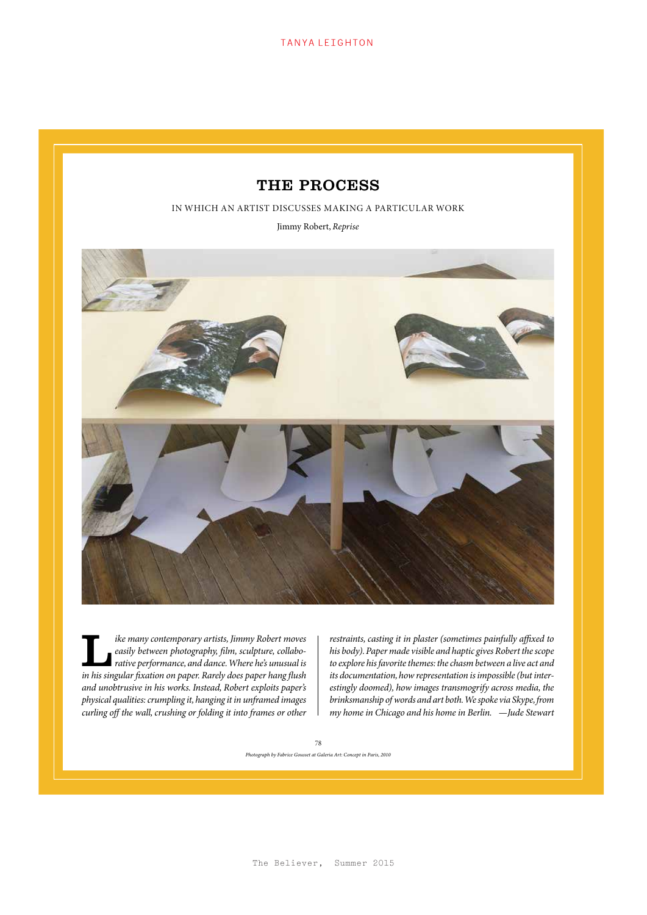# THE PROCESS

IN WHICH AN ARTIST DISCUSSES MAKING A PARTICULAR WORK

Jimmy Robert, *Reprise*

*Like many contemporary artists, Jimmy Robert moves easily between photography, film, sculpture, collaborative performance, and dance. Where he's unusual is in his singular fixation on paper. Rarely does paper hang flush and unobtrusive in his works. Instead, Robert exploits paper's physical qualities: crumpling it, hanging it in unframed images curling off the wall, crushing or folding it into frames or other restraints, casting it in plaster (sometimes painfully affixed to his body). Paper made visible and haptic gives Robert the scope to explore his favorite themes: the chasm between a live act and its documentation, how representation is impossible (but interestingly doomed), how images transmogrify across media, the brinksmanship of words and art both. We spoke via Skype, from my home in Chicago and his home in Berlin.* —Jude Stewart

*Photograph by Fabrice Gousset at Galeria Art: Concept in Paris, 2010*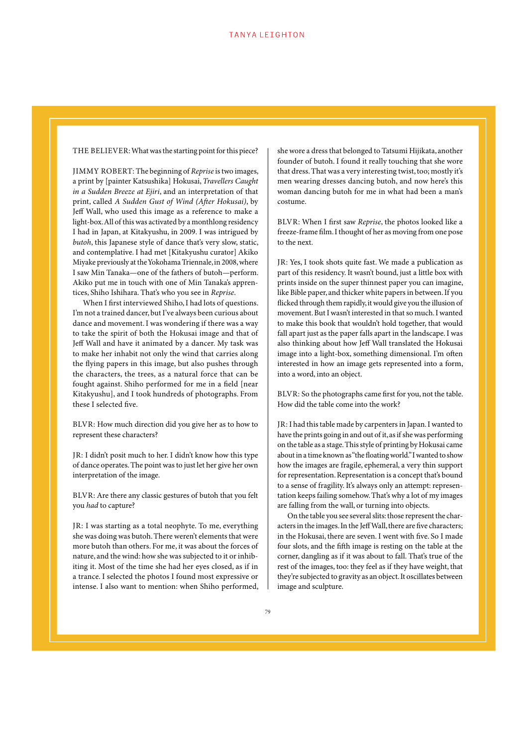THE BELIEVER: What was the starting point for this piece?

JIMMY ROBERT: The beginning of *Reprise* is two images, a print by [painter Katsushika] Hokusai, *Travellers Caught in a Sudden Breeze at Ejiri*, and an interpretation of that print, called *A Sudden Gust of Wind (After Hokusai)*, by Jeff Wall, who used this image as a reference to make a light-box. All of this was activated by a monthlong residency I had in Japan, at Kitakyushu, in 2009. I was intrigued by *butoh*, this Japanese style of dance that's very slow, static, and contemplative. I had met [Kitakyushu curator] Akiko Miyake previously at the Yokohama Triennale, in 2008, where I saw Min Tanaka—one of the fathers of butoh—perform. Akiko put me in touch with one of Min Tanaka's apprentices, Shiho Ishihara. That's who you see in *Reprise*.

When I first interviewed Shiho, I had lots of questions. I'm not a trained dancer, but I've always been curious about dance and movement. I was wondering if there was a way to take the spirit of both the Hokusai image and that of Jeff Wall and have it animated by a dancer. My task was to make her inhabit not only the wind that carries along the flying papers in this image, but also pushes through the characters, the trees, as a natural force that can be fought against. Shiho performed for me in a field [near Kitakyushu], and I took hundreds of photographs. From these I selected five.

BLVR: How much direction did you give her as to how to represent these characters?

JR: I didn't posit much to her. I didn't know how this type of dance operates. The point was to just let her give her own interpretation of the image.

BLVR: Are there any classic gestures of butoh that you felt you *had* to capture?

JR: I was starting as a total neophyte. To me, everything she was doing was butoh. There weren't elements that were more butoh than others. For me, it was about the forces of nature, and the wind: how she was subjected to it or inhibiting it. Most of the time she had her eyes closed, as if in a trance. I selected the photos I found most expressive or intense. I also want to mention: when Shiho performed, she wore a dress that belonged to Tatsumi Hijikata, another founder of butoh. I found it really touching that she wore that dress. That was a very interesting twist, too; mostly it's men wearing dresses dancing butoh, and now here's this woman dancing butoh for me in what had been a man's costume.

BLVR: When I first saw *Reprise*, the photos looked like a freeze-frame film. I thought of her as moving from one pose to the next.

JR: Yes, I took shots quite fast. We made a publication as part of this residency. It wasn't bound, just a little box with prints inside on the super thinnest paper you can imagine, like Bible paper, and thicker white papers in between. If you flicked through them rapidly, it would give you the illusion of movement. But I wasn't interested in that so much. I wanted to make this book that wouldn't hold together, that would fall apart just as the paper falls apart in the landscape. I was also thinking about how Jeff Wall translated the Hokusai image into a light-box, something dimensional. I'm often interested in how an image gets represented into a form, into a word, into an object.

BLVR: So the photographs came first for you, not the table. How did the table come into the work?

JR: I had this table made by carpenters in Japan. I wanted to have the prints going in and out of it, as if she was performing on the table as a stage. This style of printing by Hokusai came about in a time known as "the floating world." I wanted to show how the images are fragile, ephemeral, a very thin support for representation. Representation is a concept that's bound to a sense of fragility. It's always only an attempt: representation keeps failing somehow. That's why a lot of my images are falling from the wall, or turning into objects.

On the table you see several slits: those represent the characters in the images. In the Jeff Wall, there are five characters; in the Hokusai, there are seven. I went with five. So I made four slots, and the fifth image is resting on the table at the corner, dangling as if it was about to fall. That's true of the rest of the images, too: they feel as if they have weight, that they're subjected to gravity as an object. It oscillates between image and sculpture.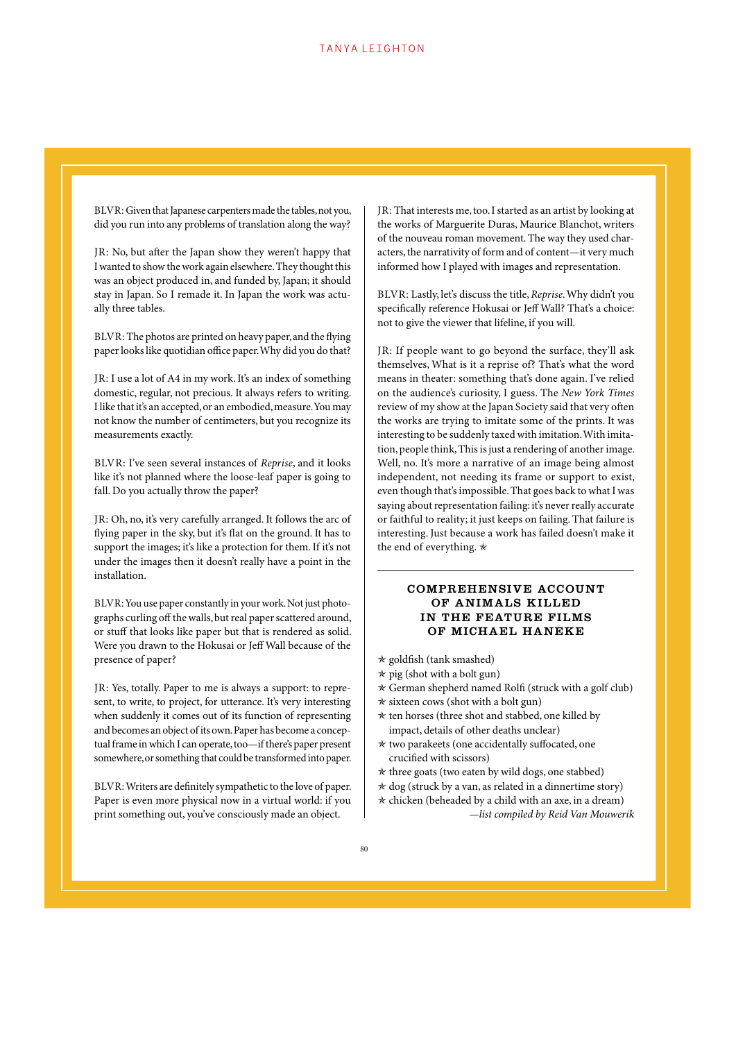BLVR: Given that Japanese carpenters made the tables, not you, did you run into any problems of translation along the way?

JR: No, but after the Japan show they weren't happy that I wanted to show the work again elsewhere. They thought this was an object produced in, and funded by, Japan; it should stay in Japan. So I remade it. In Japan the work was actually three tables.

BLVR: The photos are printed on heavy paper, and the flying paper looks like quotidian office paper. Why did you do that?

JR: I use a lot of A4 in my work. It's an index of something domestic, regular, not precious. It always refers to writing. I like that it's an accepted, or an embodied, measure. You may not know the number of centimeters, but you recognize its measurements exactly.

BLVR: I've seen several instances of *Reprise*, and it looks like it's not planned where the loose-leaf paper is going to fall. Do you actually throw the paper?

JR: Oh, no, it's very carefully arranged. It follows the arc of flying paper in the sky, but it's flat on the ground. It has to support the images; it's like a protection for them. If it's not under the images then it doesn't really have a point in the installation.

BLVR: You use paper constantly in your work. Not just photographs curling off the walls, but real paper scattered around, or stuff that looks like paper but that is rendered as solid. Were you drawn to the Hokusai or Jeff Wall because of the presence of paper?

JR: Yes, totally. Paper to me is always a support: to represent, to write, to project, for utterance. It's very interesting when suddenly it comes out of its function of representing and becomes an object of its own. Paper has become a conceptual frame in which I can operate, too—if there's paper present somewhere, or something that could be transformed into paper.

BLVR: Writers are definitely sympathetic to the love of paper. Paper is even more physical now in a virtual world: if you print something out, you've consciously made an object.

JR: That interests me, too. I started as an artist by looking at the works of Marguerite Duras, Maurice Blanchot, writers of the nouveau roman movement. The way they used characters, the narrativity of form and of content—it very much informed how I played with images and representation.

BLVR: Lastly, let's discuss the title, *Reprise*. Why didn't you specifically reference Hokusai or Jeff Wall? That's a choice: not to give the viewer that lifeline, if you will.

JR: If people want to go beyond the surface, they'll ask themselves, What is it a reprise of? That's what the word means in theater: something that's done again. I've relied on the audience's curiosity, I guess. The *New York Times* review of my show at the Japan Society said that very often the works are trying to imitate some of the prints. It was interesting to be suddenly taxed with imitation. With imitation, people think, This is just a rendering of another image. Well, no. It's more a narrative of an image being almost independent, not needing its frame or support to exist, even though that's impossible. That goes back to what I was saying about representation failing: it's never really accurate or faithful to reality; it just keeps on failing. That failure is interesting. Just because a work has failed doesn't make it the end of everything. ✯

---

## COMPREHENSIVE ACCOUNT OF ANIMALS KILLED IN THE FEATURE FILMS OF MICHAEL HANEKE

- ✯ goldfish (tank smashed)
- ✯ pig (shot with a bolt gun)
- ✯ German shepherd named Rolfi (struck with a golf club)
- ✯ sixteen cows (shot with a bolt gun)
- ✯ ten horses (three shot and stabbed, one killed by impact, details of other deaths unclear)
- ✯ two parakeets (one accidentally suffocated, one crucified with scissors)
- ✯ three goats (two eaten by wild dogs, one stabbed)
- ✯ dog (struck by a van, as related in a dinnertime story)
- ✯ chicken (beheaded by a child with an axe, in a dream)

*—list compiled by Reid Van Mouwerik*